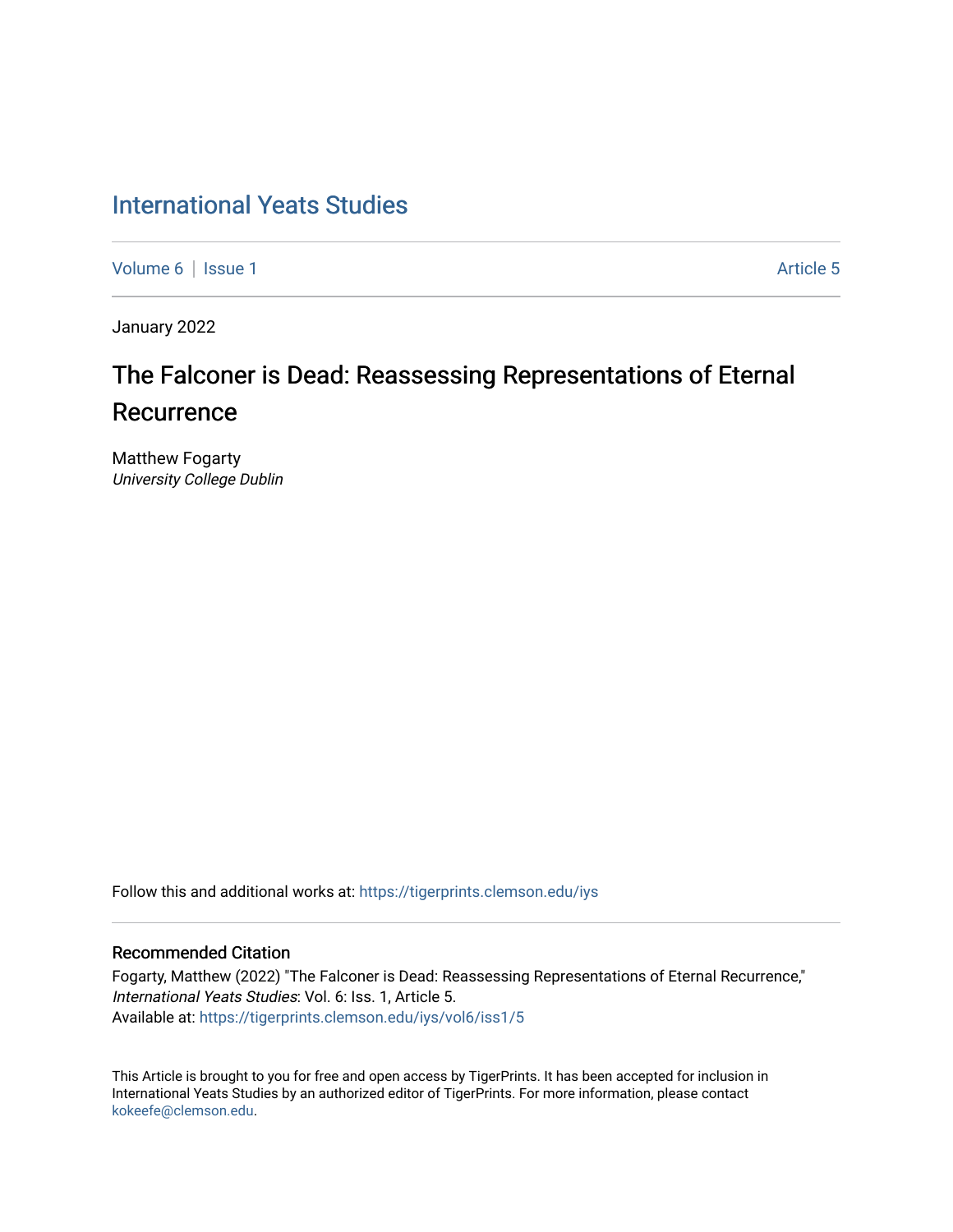# International Yeats Studies

Volume 6 | Issue 1 Article 5

January 2022

## The Falconer is Dead: Reassessing Representations of Eternal Recurrence

Matthew Fogarty
*University College Dublin*

Follow this and additional works at: https://tigerprints.clemson.edu/iys

### Recommended Citation

Fogarty, Matthew (2022) "The Falconer is Dead: Reassessing Representations of Eternal Recurrence," *International Yeats Studies*: Vol. 6: Iss. 1, Article 5.
Available at: https://tigerprints.clemson.edu/iys/vol6/iss1/5

This Article is brought to you for free and open access by TigerPrints. It has been accepted for inclusion in International Yeats Studies by an authorized editor of TigerPrints. For more information, please contact kokeefe@clemson.edu.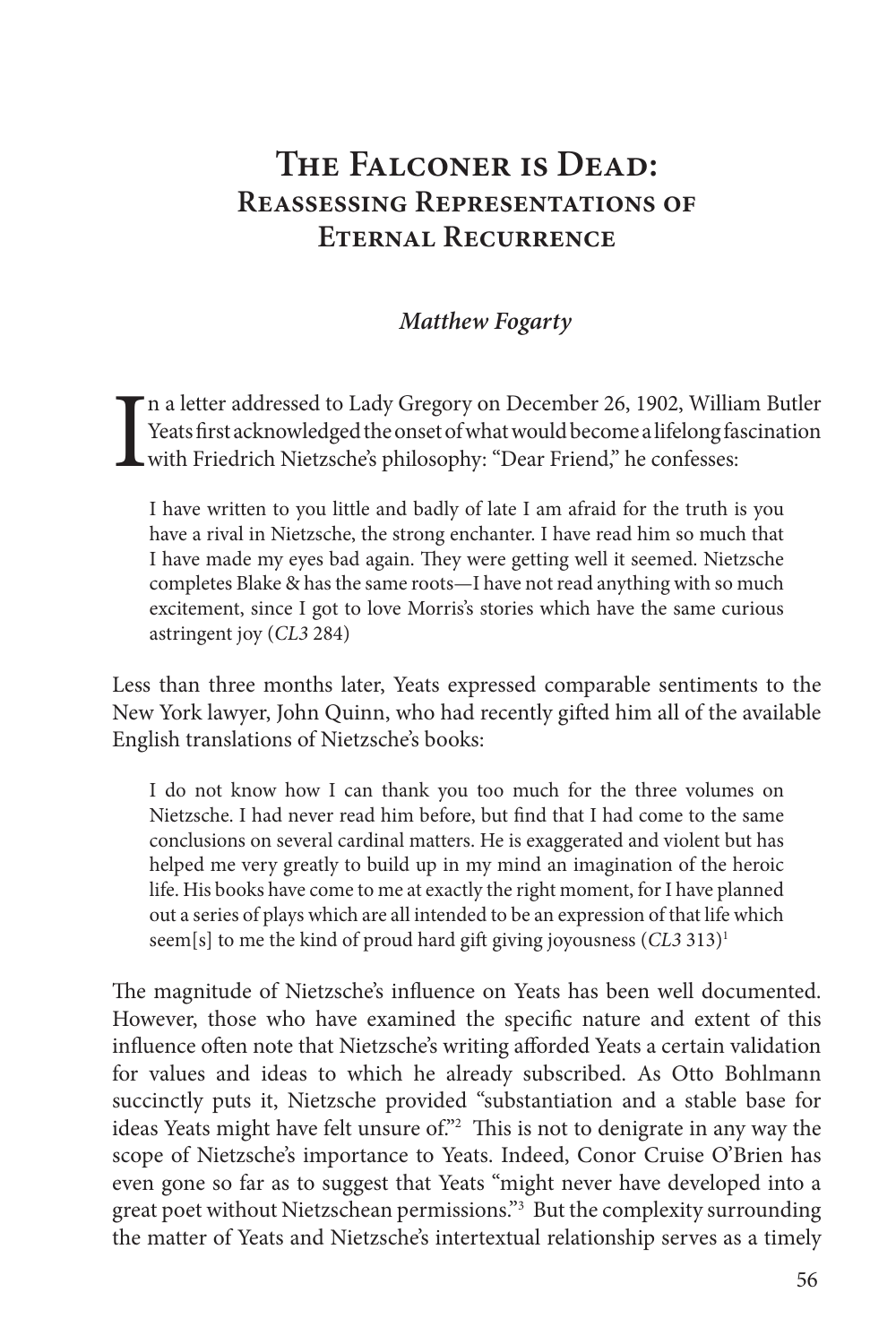# The Falconer is Dead: Reassessing Representations of Eternal Recurrence

***Matthew Fogarty***

In a letter addressed to Lady Gregory on December 26, 1902, William Butler Yeats first acknowledged the onset of what would become a lifelong fascination with Friedrich Nietzsche's philosophy: "Dear Friend," he confesses:

> I have written to you little and badly of late I am afraid for the truth is you have a rival in Nietzsche, the strong enchanter. I have read him so much that I have made my eyes bad again. They were getting well it seemed. Nietzsche completes Blake & has the same roots—I have not read anything with so much excitement, since I got to love Morris's stories which have the same curious astringent joy (*CL3* 284)

Less than three months later, Yeats expressed comparable sentiments to the New York lawyer, John Quinn, who had recently gifted him all of the available English translations of Nietzsche's books:

> I do not know how I can thank you too much for the three volumes on Nietzsche. I had never read him before, but find that I had come to the same conclusions on several cardinal matters. He is exaggerated and violent but has helped me very greatly to build up in my mind an imagination of the heroic life. His books have come to me at exactly the right moment, for I have planned out a series of plays which are all intended to be an expression of that life which seem[s] to me the kind of proud hard gift giving joyousness (*CL3* 313)[1]

The magnitude of Nietzsche's influence on Yeats has been well documented. However, those who have examined the specific nature and extent of this influence often note that Nietzsche's writing afforded Yeats a certain validation for values and ideas to which he already subscribed. As Otto Bohlmann succinctly puts it, Nietzsche provided "substantiation and a stable base for ideas Yeats might have felt unsure of."[2] This is not to denigrate in any way the scope of Nietzsche's importance to Yeats. Indeed, Conor Cruise O'Brien has even gone so far as to suggest that Yeats "might never have developed into a great poet without Nietzschean permissions."[3] But the complexity surrounding the matter of Yeats and Nietzsche's intertextual relationship serves as a timely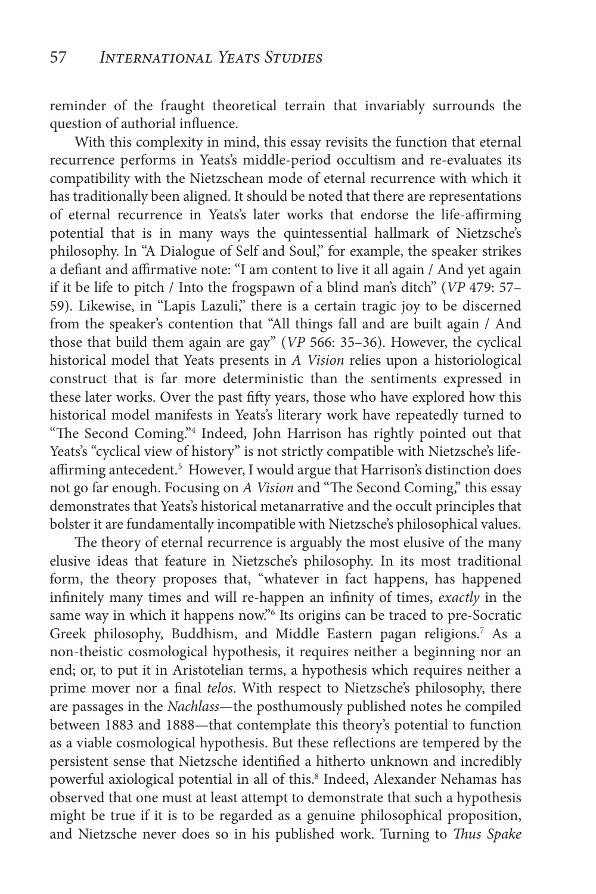reminder of the fraught theoretical terrain that invariably surrounds the question of authorial influence.

With this complexity in mind, this essay revisits the function that eternal recurrence performs in Yeats's middle-period occultism and re-evaluates its compatibility with the Nietzschean mode of eternal recurrence with which it has traditionally been aligned. It should be noted that there are representations of eternal recurrence in Yeats's later works that endorse the life-affirming potential that is in many ways the quintessential hallmark of Nietzsche's philosophy. In "A Dialogue of Self and Soul," for example, the speaker strikes a defiant and affirmative note: "I am content to live it all again / And yet again if it be life to pitch / Into the frogspawn of a blind man's ditch" (*VP* 479: 57–59). Likewise, in "Lapis Lazuli," there is a certain tragic joy to be discerned from the speaker's contention that "All things fall and are built again / And those that build them again are gay" (*VP* 566: 35–36). However, the cyclical historical model that Yeats presents in *A Vision* relies upon a historiological construct that is far more deterministic than the sentiments expressed in these later works. Over the past fifty years, those who have explored how this historical model manifests in Yeats's literary work have repeatedly turned to "The Second Coming."[4] Indeed, John Harrison has rightly pointed out that Yeats's "cyclical view of history" is not strictly compatible with Nietzsche's life-affirming antecedent.[5] However, I would argue that Harrison's distinction does not go far enough. Focusing on *A Vision* and "The Second Coming," this essay demonstrates that Yeats's historical metanarrative and the occult principles that bolster it are fundamentally incompatible with Nietzsche's philosophical values.

The theory of eternal recurrence is arguably the most elusive of the many elusive ideas that feature in Nietzsche's philosophy. In its most traditional form, the theory proposes that, "whatever in fact happens, has happened infinitely many times and will re-happen an infinity of times, *exactly* in the same way in which it happens now."[6] Its origins can be traced to pre-Socratic Greek philosophy, Buddhism, and Middle Eastern pagan religions.[7] As a non-theistic cosmological hypothesis, it requires neither a beginning nor an end; or, to put it in Aristotelian terms, a hypothesis which requires neither a prime mover nor a final *telos*. With respect to Nietzsche's philosophy, there are passages in the *Nachlass*—the posthumously published notes he compiled between 1883 and 1888—that contemplate this theory's potential to function as a viable cosmological hypothesis. But these reflections are tempered by the persistent sense that Nietzsche identified a hitherto unknown and incredibly powerful axiological potential in all of this.[8] Indeed, Alexander Nehamas has observed that one must at least attempt to demonstrate that such a hypothesis might be true if it is to be regarded as a genuine philosophical proposition, and Nietzsche never does so in his published work. Turning to *Thus Spake*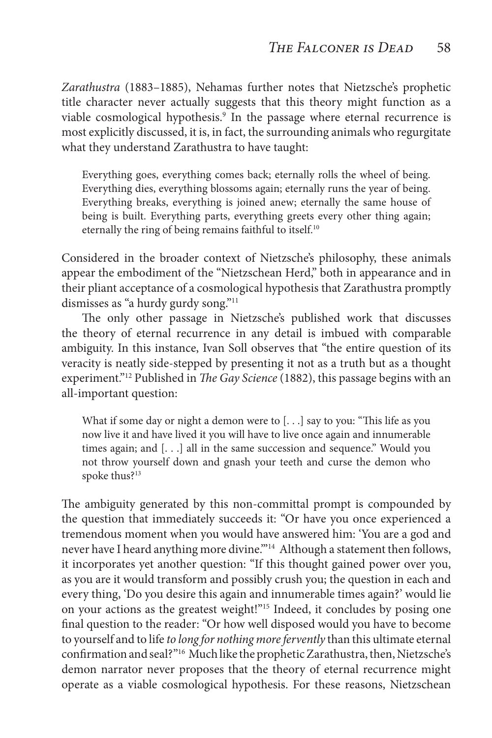*Zarathustra* (1883–1885), Nehamas further notes that Nietzsche's prophetic title character never actually suggests that this theory might function as a viable cosmological hypothesis.[9] In the passage where eternal recurrence is most explicitly discussed, it is, in fact, the surrounding animals who regurgitate what they understand Zarathustra to have taught:

> Everything goes, everything comes back; eternally rolls the wheel of being. Everything dies, everything blossoms again; eternally runs the year of being. Everything breaks, everything is joined anew; eternally the same house of being is built. Everything parts, everything greets every other thing again; eternally the ring of being remains faithful to itself.[10]

Considered in the broader context of Nietzsche's philosophy, these animals appear the embodiment of the "Nietzschean Herd," both in appearance and in their pliant acceptance of a cosmological hypothesis that Zarathustra promptly dismisses as "a hurdy gurdy song."[11]

The only other passage in Nietzsche's published work that discusses the theory of eternal recurrence in any detail is imbued with comparable ambiguity. In this instance, Ivan Soll observes that "the entire question of its veracity is neatly side-stepped by presenting it not as a truth but as a thought experiment."[12] Published in *The Gay Science* (1882), this passage begins with an all-important question:

> What if some day or night a demon were to [. . .] say to you: "This life as you now live it and have lived it you will have to live once again and innumerable times again; and [. . .] all in the same succession and sequence." Would you not throw yourself down and gnash your teeth and curse the demon who spoke thus?[13]

The ambiguity generated by this non-committal prompt is compounded by the question that immediately succeeds it: "Or have you once experienced a tremendous moment when you would have answered him: 'You are a god and never have I heard anything more divine.'"[14] Although a statement then follows, it incorporates yet another question: "If this thought gained power over you, as you are it would transform and possibly crush you; the question in each and every thing, 'Do you desire this again and innumerable times again?' would lie on your actions as the greatest weight!"[15] Indeed, it concludes by posing one final question to the reader: "Or how well disposed would you have to become to yourself and to life *to long for nothing more fervently* than this ultimate eternal confirmation and seal?"[16] Much like the prophetic Zarathustra, then, Nietzsche's demon narrator never proposes that the theory of eternal recurrence might operate as a viable cosmological hypothesis. For these reasons, Nietzschean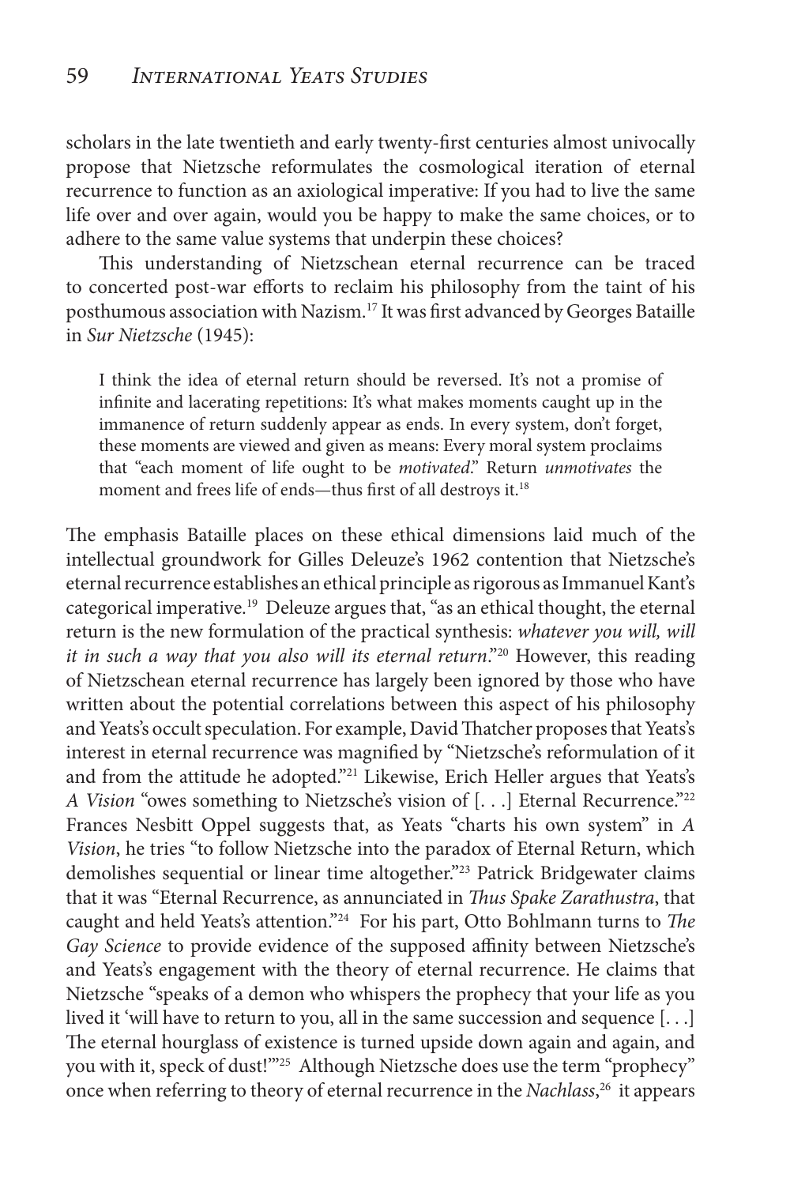scholars in the late twentieth and early twenty-first centuries almost univocally propose that Nietzsche reformulates the cosmological iteration of eternal recurrence to function as an axiological imperative: If you had to live the same life over and over again, would you be happy to make the same choices, or to adhere to the same value systems that underpin these choices?

This understanding of Nietzschean eternal recurrence can be traced to concerted post-war efforts to reclaim his philosophy from the taint of his posthumous association with Nazism.[17] It was first advanced by Georges Bataille in *Sur Nietzsche* (1945):

> I think the idea of eternal return should be reversed. It's not a promise of infinite and lacerating repetitions: It's what makes moments caught up in the immanence of return suddenly appear as ends. In every system, don't forget, these moments are viewed and given as means: Every moral system proclaims that "each moment of life ought to be *motivated*." Return *unmotivates* the moment and frees life of ends—thus first of all destroys it.[18]

The emphasis Bataille places on these ethical dimensions laid much of the intellectual groundwork for Gilles Deleuze's 1962 contention that Nietzsche's eternal recurrence establishes an ethical principle as rigorous as Immanuel Kant's categorical imperative.[19] Deleuze argues that, "as an ethical thought, the eternal return is the new formulation of the practical synthesis: *whatever you will, will it in such a way that you also will its eternal return*."[20] However, this reading of Nietzschean eternal recurrence has largely been ignored by those who have written about the potential correlations between this aspect of his philosophy and Yeats's occult speculation. For example, David Thatcher proposes that Yeats's interest in eternal recurrence was magnified by "Nietzsche's reformulation of it and from the attitude he adopted."[21] Likewise, Erich Heller argues that Yeats's *A Vision* "owes something to Nietzsche's vision of [. . .] Eternal Recurrence."[22] Frances Nesbitt Oppel suggests that, as Yeats "charts his own system" in *A Vision*, he tries "to follow Nietzsche into the paradox of Eternal Return, which demolishes sequential or linear time altogether."[23] Patrick Bridgewater claims that it was "Eternal Recurrence, as annunciated in *Thus Spake Zarathustra*, that caught and held Yeats's attention."[24] For his part, Otto Bohlmann turns to *The Gay Science* to provide evidence of the supposed affinity between Nietzsche's and Yeats's engagement with the theory of eternal recurrence. He claims that Nietzsche "speaks of a demon who whispers the prophecy that your life as you lived it 'will have to return to you, all in the same succession and sequence [. . .] The eternal hourglass of existence is turned upside down again and again, and you with it, speck of dust!'"[25] Although Nietzsche does use the term "prophecy" once when referring to theory of eternal recurrence in the *Nachlass*,[26] it appears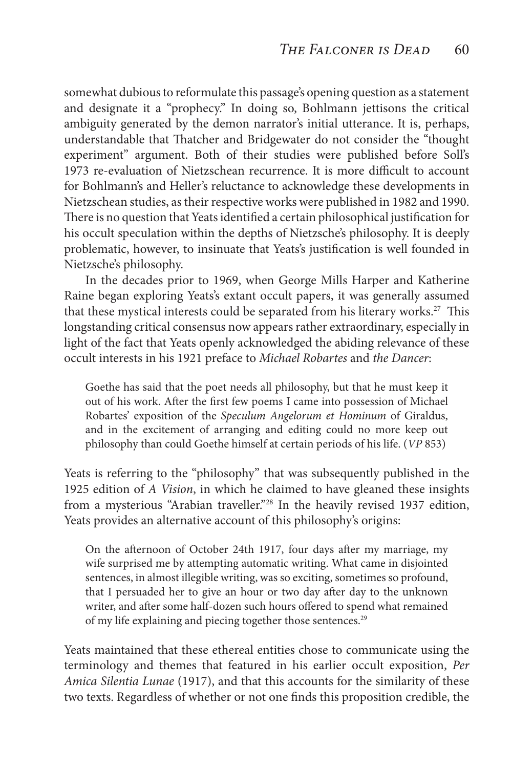somewhat dubious to reformulate this passage's opening question as a statement and designate it a "prophecy." In doing so, Bohlmann jettisons the critical ambiguity generated by the demon narrator's initial utterance. It is, perhaps, understandable that Thatcher and Bridgewater do not consider the "thought experiment" argument. Both of their studies were published before Soll's 1973 re-evaluation of Nietzschean recurrence. It is more difficult to account for Bohlmann's and Heller's reluctance to acknowledge these developments in Nietzschean studies, as their respective works were published in 1982 and 1990. There is no question that Yeats identified a certain philosophical justification for his occult speculation within the depths of Nietzsche's philosophy. It is deeply problematic, however, to insinuate that Yeats's justification is well founded in Nietzsche's philosophy.

In the decades prior to 1969, when George Mills Harper and Katherine Raine began exploring Yeats's extant occult papers, it was generally assumed that these mystical interests could be separated from his literary works.[27] This longstanding critical consensus now appears rather extraordinary, especially in light of the fact that Yeats openly acknowledged the abiding relevance of these occult interests in his 1921 preface to *Michael Robartes* and *the Dancer*:

> Goethe has said that the poet needs all philosophy, but that he must keep it out of his work. After the first few poems I came into possession of Michael Robartes' exposition of the *Speculum Angelorum et Hominum* of Giraldus, and in the excitement of arranging and editing could no more keep out philosophy than could Goethe himself at certain periods of his life. (*VP* 853)

Yeats is referring to the "philosophy" that was subsequently published in the 1925 edition of *A Vision*, in which he claimed to have gleaned these insights from a mysterious "Arabian traveller."[28] In the heavily revised 1937 edition, Yeats provides an alternative account of this philosophy's origins:

> On the afternoon of October 24th 1917, four days after my marriage, my wife surprised me by attempting automatic writing. What came in disjointed sentences, in almost illegible writing, was so exciting, sometimes so profound, that I persuaded her to give an hour or two day after day to the unknown writer, and after some half-dozen such hours offered to spend what remained of my life explaining and piecing together those sentences.[29]

Yeats maintained that these ethereal entities chose to communicate using the terminology and themes that featured in his earlier occult exposition, *Per Amica Silentia Lunae* (1917), and that this accounts for the similarity of these two texts. Regardless of whether or not one finds this proposition credible, the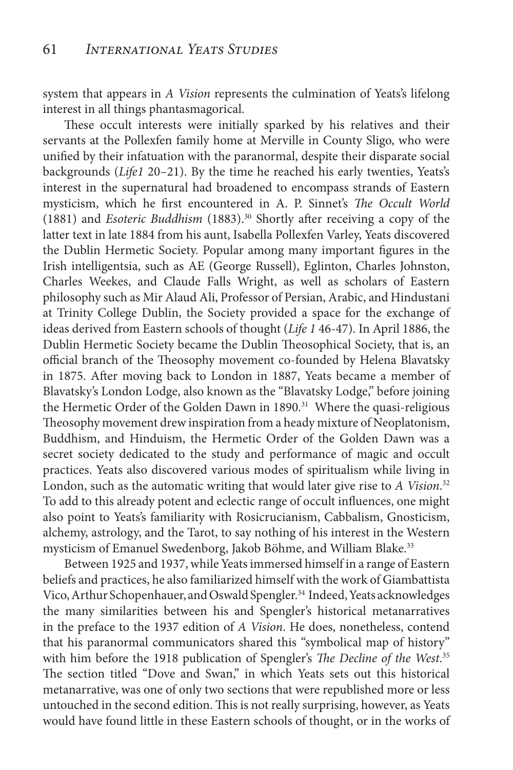system that appears in *A Vision* represents the culmination of Yeats's lifelong interest in all things phantasmagorical.

These occult interests were initially sparked by his relatives and their servants at the Pollexfen family home at Merville in County Sligo, who were unified by their infatuation with the paranormal, despite their disparate social backgrounds (*Life1* 20–21). By the time he reached his early twenties, Yeats's interest in the supernatural had broadened to encompass strands of Eastern mysticism, which he first encountered in A. P. Sinnet's *The Occult World* (1881) and *Esoteric Buddhism* (1883).[30] Shortly after receiving a copy of the latter text in late 1884 from his aunt, Isabella Pollexfen Varley, Yeats discovered the Dublin Hermetic Society. Popular among many important figures in the Irish intelligentsia, such as AE (George Russell), Eglinton, Charles Johnston, Charles Weekes, and Claude Falls Wright, as well as scholars of Eastern philosophy such as Mir Alaud Ali, Professor of Persian, Arabic, and Hindustani at Trinity College Dublin, the Society provided a space for the exchange of ideas derived from Eastern schools of thought (*Life 1* 46-47). In April 1886, the Dublin Hermetic Society became the Dublin Theosophical Society, that is, an official branch of the Theosophy movement co-founded by Helena Blavatsky in 1875. After moving back to London in 1887, Yeats became a member of Blavatsky's London Lodge, also known as the "Blavatsky Lodge," before joining the Hermetic Order of the Golden Dawn in 1890.[31] Where the quasi-religious Theosophy movement drew inspiration from a heady mixture of Neoplatonism, Buddhism, and Hinduism, the Hermetic Order of the Golden Dawn was a secret society dedicated to the study and performance of magic and occult practices. Yeats also discovered various modes of spiritualism while living in London, such as the automatic writing that would later give rise to *A Vision*.[32] To add to this already potent and eclectic range of occult influences, one might also point to Yeats's familiarity with Rosicrucianism, Cabbalism, Gnosticism, alchemy, astrology, and the Tarot, to say nothing of his interest in the Western mysticism of Emanuel Swedenborg, Jakob Böhme, and William Blake.[33]

Between 1925 and 1937, while Yeats immersed himself in a range of Eastern beliefs and practices, he also familiarized himself with the work of Giambattista Vico, Arthur Schopenhauer, and Oswald Spengler.[34] Indeed, Yeats acknowledges the many similarities between his and Spengler's historical metanarratives in the preface to the 1937 edition of *A Vision*. He does, nonetheless, contend that his paranormal communicators shared this "symbolical map of history" with him before the 1918 publication of Spengler's *The Decline of the West*.[35] The section titled "Dove and Swan," in which Yeats sets out this historical metanarrative, was one of only two sections that were republished more or less untouched in the second edition. This is not really surprising, however, as Yeats would have found little in these Eastern schools of thought, or in the works of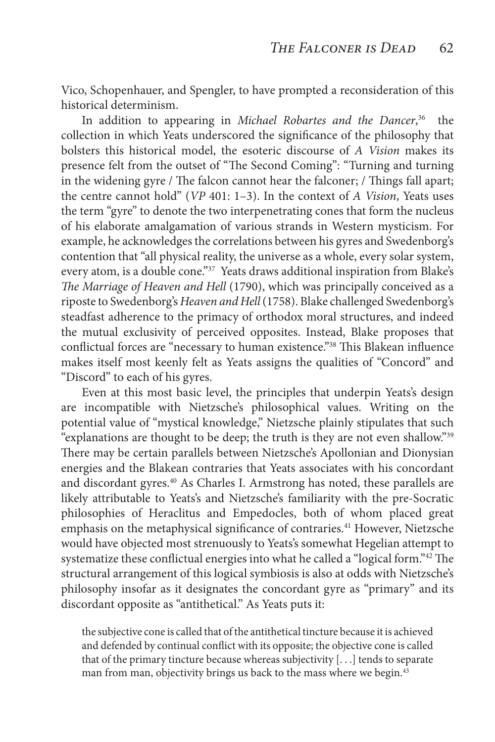Vico, Schopenhauer, and Spengler, to have prompted a reconsideration of this historical determinism.

In addition to appearing in *Michael Robartes and the Dancer*,[36] the collection in which Yeats underscored the significance of the philosophy that bolsters this historical model, the esoteric discourse of *A Vision* makes its presence felt from the outset of "The Second Coming": "Turning and turning in the widening gyre / The falcon cannot hear the falconer; / Things fall apart; the centre cannot hold" (*VP* 401: 1–3). In the context of *A Vision*, Yeats uses the term "gyre" to denote the two interpenetrating cones that form the nucleus of his elaborate amalgamation of various strands in Western mysticism. For example, he acknowledges the correlations between his gyres and Swedenborg's contention that "all physical reality, the universe as a whole, every solar system, every atom, is a double cone."[37] Yeats draws additional inspiration from Blake's *The Marriage of Heaven and Hell* (1790), which was principally conceived as a riposte to Swedenborg's *Heaven and Hell* (1758). Blake challenged Swedenborg's steadfast adherence to the primacy of orthodox moral structures, and indeed the mutual exclusivity of perceived opposites. Instead, Blake proposes that conflictual forces are "necessary to human existence."[38] This Blakean influence makes itself most keenly felt as Yeats assigns the qualities of "Concord" and "Discord" to each of his gyres.

Even at this most basic level, the principles that underpin Yeats's design are incompatible with Nietzsche's philosophical values. Writing on the potential value of "mystical knowledge," Nietzsche plainly stipulates that such "explanations are thought to be deep; the truth is they are not even shallow."[39] There may be certain parallels between Nietzsche's Apollonian and Dionysian energies and the Blakean contraries that Yeats associates with his concordant and discordant gyres.[40] As Charles I. Armstrong has noted, these parallels are likely attributable to Yeats's and Nietzsche's familiarity with the pre-Socratic philosophies of Heraclitus and Empedocles, both of whom placed great emphasis on the metaphysical significance of contraries.[41] However, Nietzsche would have objected most strenuously to Yeats's somewhat Hegelian attempt to systematize these conflictual energies into what he called a "logical form."[42] The structural arrangement of this logical symbiosis is also at odds with Nietzsche's philosophy insofar as it designates the concordant gyre as "primary" and its discordant opposite as "antithetical." As Yeats puts it:

> the subjective cone is called that of the antithetical tincture because it is achieved and defended by continual conflict with its opposite; the objective cone is called that of the primary tincture because whereas subjectivity [. . .] tends to separate man from man, objectivity brings us back to the mass where we begin.[43]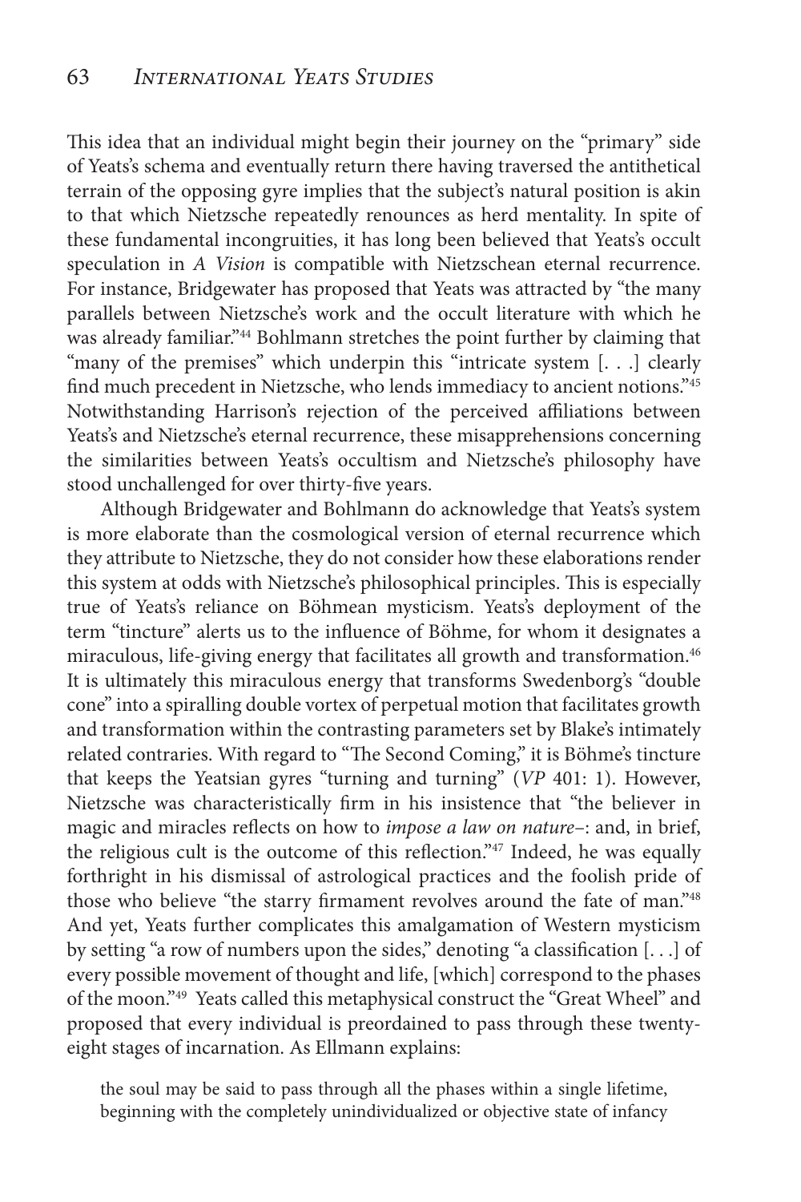This idea that an individual might begin their journey on the "primary" side of Yeats's schema and eventually return there having traversed the antithetical terrain of the opposing gyre implies that the subject's natural position is akin to that which Nietzsche repeatedly renounces as herd mentality. In spite of these fundamental incongruities, it has long been believed that Yeats's occult speculation in *A Vision* is compatible with Nietzschean eternal recurrence. For instance, Bridgewater has proposed that Yeats was attracted by "the many parallels between Nietzsche's work and the occult literature with which he was already familiar."[44] Bohlmann stretches the point further by claiming that "many of the premises" which underpin this "intricate system [. . .] clearly find much precedent in Nietzsche, who lends immediacy to ancient notions."[45] Notwithstanding Harrison's rejection of the perceived affiliations between Yeats's and Nietzsche's eternal recurrence, these misapprehensions concerning the similarities between Yeats's occultism and Nietzsche's philosophy have stood unchallenged for over thirty-five years.

Although Bridgewater and Bohlmann do acknowledge that Yeats's system is more elaborate than the cosmological version of eternal recurrence which they attribute to Nietzsche, they do not consider how these elaborations render this system at odds with Nietzsche's philosophical principles. This is especially true of Yeats's reliance on Böhmean mysticism. Yeats's deployment of the term "tincture" alerts us to the influence of Böhme, for whom it designates a miraculous, life-giving energy that facilitates all growth and transformation.[46] It is ultimately this miraculous energy that transforms Swedenborg's "double cone" into a spiralling double vortex of perpetual motion that facilitates growth and transformation within the contrasting parameters set by Blake's intimately related contraries. With regard to "The Second Coming," it is Böhme's tincture that keeps the Yeatsian gyres "turning and turning" (*VP* 401: 1). However, Nietzsche was characteristically firm in his insistence that "the believer in magic and miracles reflects on how to *impose a law on nature*–: and, in brief, the religious cult is the outcome of this reflection."[47] Indeed, he was equally forthright in his dismissal of astrological practices and the foolish pride of those who believe "the starry firmament revolves around the fate of man."[48] And yet, Yeats further complicates this amalgamation of Western mysticism by setting "a row of numbers upon the sides," denoting "a classification [. . .] of every possible movement of thought and life, [which] correspond to the phases of the moon."[49] Yeats called this metaphysical construct the "Great Wheel" and proposed that every individual is preordained to pass through these twenty-eight stages of incarnation. As Ellmann explains:

> the soul may be said to pass through all the phases within a single lifetime, beginning with the completely unindividualized or objective state of infancy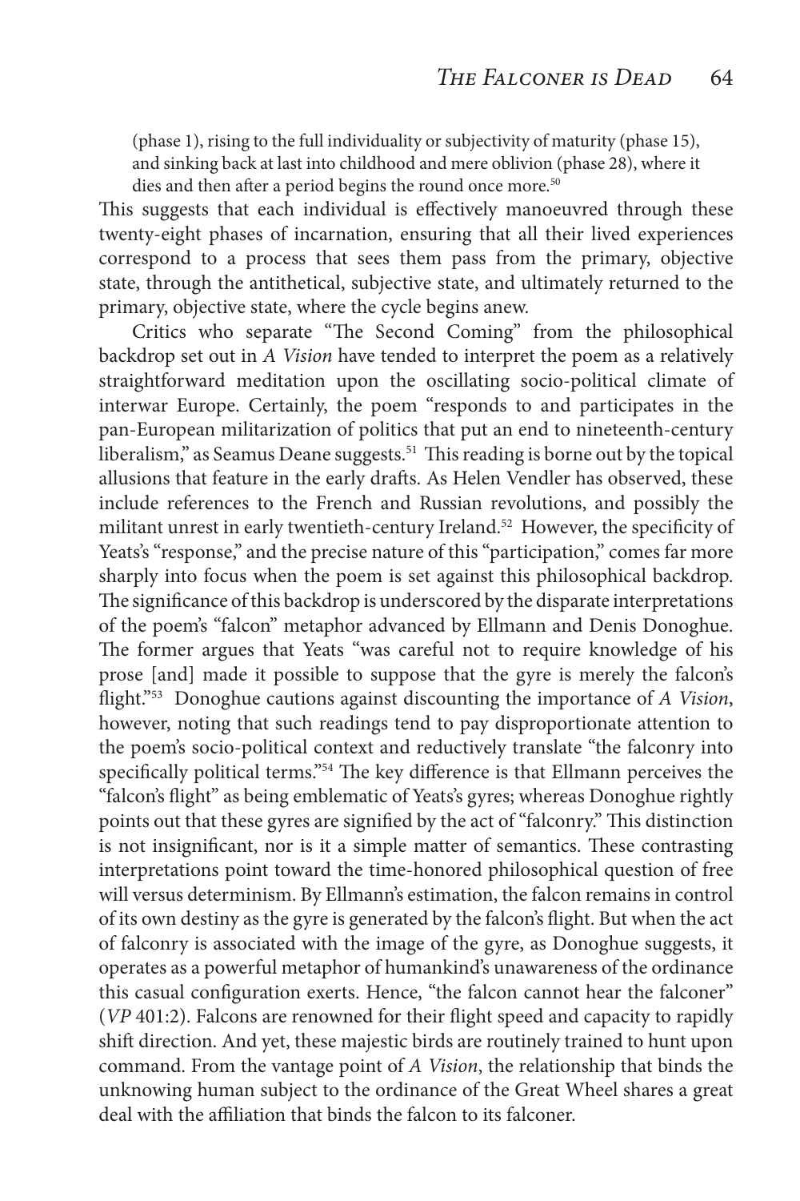(phase 1), rising to the full individuality or subjectivity of maturity (phase 15), and sinking back at last into childhood and mere oblivion (phase 28), where it dies and then after a period begins the round once more.[50]

This suggests that each individual is effectively manoeuvred through these twenty-eight phases of incarnation, ensuring that all their lived experiences correspond to a process that sees them pass from the primary, objective state, through the antithetical, subjective state, and ultimately returned to the primary, objective state, where the cycle begins anew.

Critics who separate "The Second Coming" from the philosophical backdrop set out in *A Vision* have tended to interpret the poem as a relatively straightforward meditation upon the oscillating socio-political climate of interwar Europe. Certainly, the poem "responds to and participates in the pan-European militarization of politics that put an end to nineteenth-century liberalism," as Seamus Deane suggests.[51] This reading is borne out by the topical allusions that feature in the early drafts. As Helen Vendler has observed, these include references to the French and Russian revolutions, and possibly the militant unrest in early twentieth-century Ireland.[52] However, the specificity of Yeats's "response," and the precise nature of this "participation," comes far more sharply into focus when the poem is set against this philosophical backdrop. The significance of this backdrop is underscored by the disparate interpretations of the poem's "falcon" metaphor advanced by Ellmann and Denis Donoghue. The former argues that Yeats "was careful not to require knowledge of his prose [and] made it possible to suppose that the gyre is merely the falcon's flight."[53] Donoghue cautions against discounting the importance of *A Vision*, however, noting that such readings tend to pay disproportionate attention to the poem's socio-political context and reductively translate "the falconry into specifically political terms."[54] The key difference is that Ellmann perceives the "falcon's flight" as being emblematic of Yeats's gyres; whereas Donoghue rightly points out that these gyres are signified by the act of "falconry." This distinction is not insignificant, nor is it a simple matter of semantics. These contrasting interpretations point toward the time-honored philosophical question of free will versus determinism. By Ellmann's estimation, the falcon remains in control of its own destiny as the gyre is generated by the falcon's flight. But when the act of falconry is associated with the image of the gyre, as Donoghue suggests, it operates as a powerful metaphor of humankind's unawareness of the ordinance this casual configuration exerts. Hence, "the falcon cannot hear the falconer" (*VP* 401:2). Falcons are renowned for their flight speed and capacity to rapidly shift direction. And yet, these majestic birds are routinely trained to hunt upon command. From the vantage point of *A Vision*, the relationship that binds the unknowing human subject to the ordinance of the Great Wheel shares a great deal with the affiliation that binds the falcon to its falconer.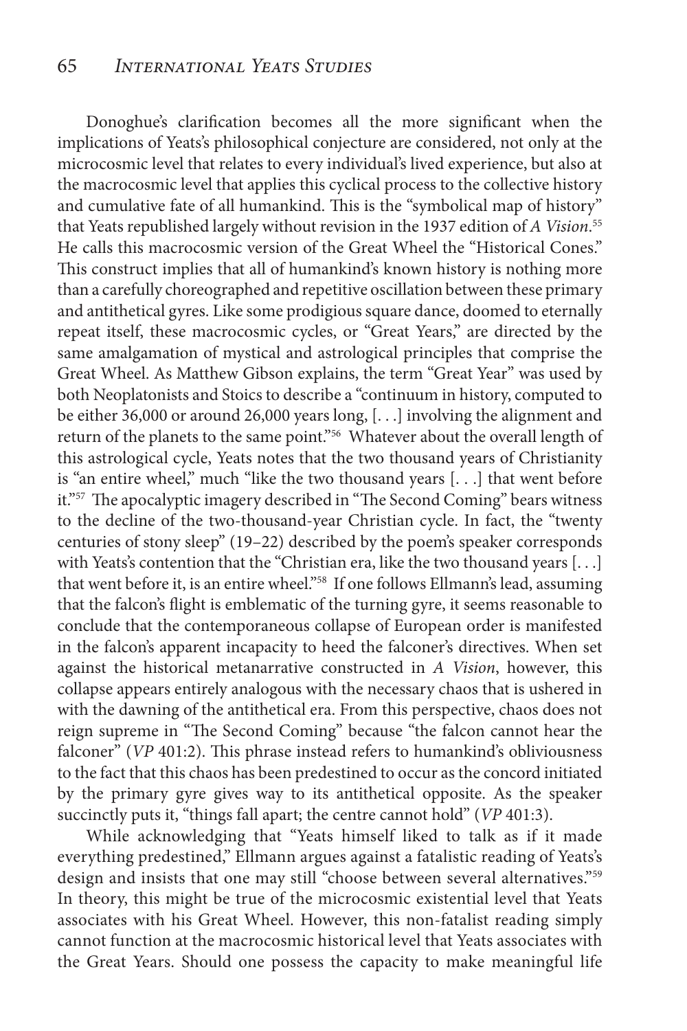Donoghue's clarification becomes all the more significant when the implications of Yeats's philosophical conjecture are considered, not only at the microcosmic level that relates to every individual's lived experience, but also at the macrocosmic level that applies this cyclical process to the collective history and cumulative fate of all humankind. This is the "symbolical map of history" that Yeats republished largely without revision in the 1937 edition of *A Vision*.[55] He calls this macrocosmic version of the Great Wheel the "Historical Cones." This construct implies that all of humankind's known history is nothing more than a carefully choreographed and repetitive oscillation between these primary and antithetical gyres. Like some prodigious square dance, doomed to eternally repeat itself, these macrocosmic cycles, or "Great Years," are directed by the same amalgamation of mystical and astrological principles that comprise the Great Wheel. As Matthew Gibson explains, the term "Great Year" was used by both Neoplatonists and Stoics to describe a "continuum in history, computed to be either 36,000 or around 26,000 years long, [. . .] involving the alignment and return of the planets to the same point."[56] Whatever about the overall length of this astrological cycle, Yeats notes that the two thousand years of Christianity is "an entire wheel," much "like the two thousand years [. . .] that went before it."[57] The apocalyptic imagery described in "The Second Coming" bears witness to the decline of the two-thousand-year Christian cycle. In fact, the "twenty centuries of stony sleep" (19–22) described by the poem's speaker corresponds with Yeats's contention that the "Christian era, like the two thousand years [. . .] that went before it, is an entire wheel."[58] If one follows Ellmann's lead, assuming that the falcon's flight is emblematic of the turning gyre, it seems reasonable to conclude that the contemporaneous collapse of European order is manifested in the falcon's apparent incapacity to heed the falconer's directives. When set against the historical metanarrative constructed in *A Vision*, however, this collapse appears entirely analogous with the necessary chaos that is ushered in with the dawning of the antithetical era. From this perspective, chaos does not reign supreme in "The Second Coming" because "the falcon cannot hear the falconer" (*VP* 401:2). This phrase instead refers to humankind's obliviousness to the fact that this chaos has been predestined to occur as the concord initiated by the primary gyre gives way to its antithetical opposite. As the speaker succinctly puts it, "things fall apart; the centre cannot hold" (*VP* 401:3).

While acknowledging that "Yeats himself liked to talk as if it made everything predestined," Ellmann argues against a fatalistic reading of Yeats's design and insists that one may still "choose between several alternatives."[59] In theory, this might be true of the microcosmic existential level that Yeats associates with his Great Wheel. However, this non-fatalist reading simply cannot function at the macrocosmic historical level that Yeats associates with the Great Years. Should one possess the capacity to make meaningful life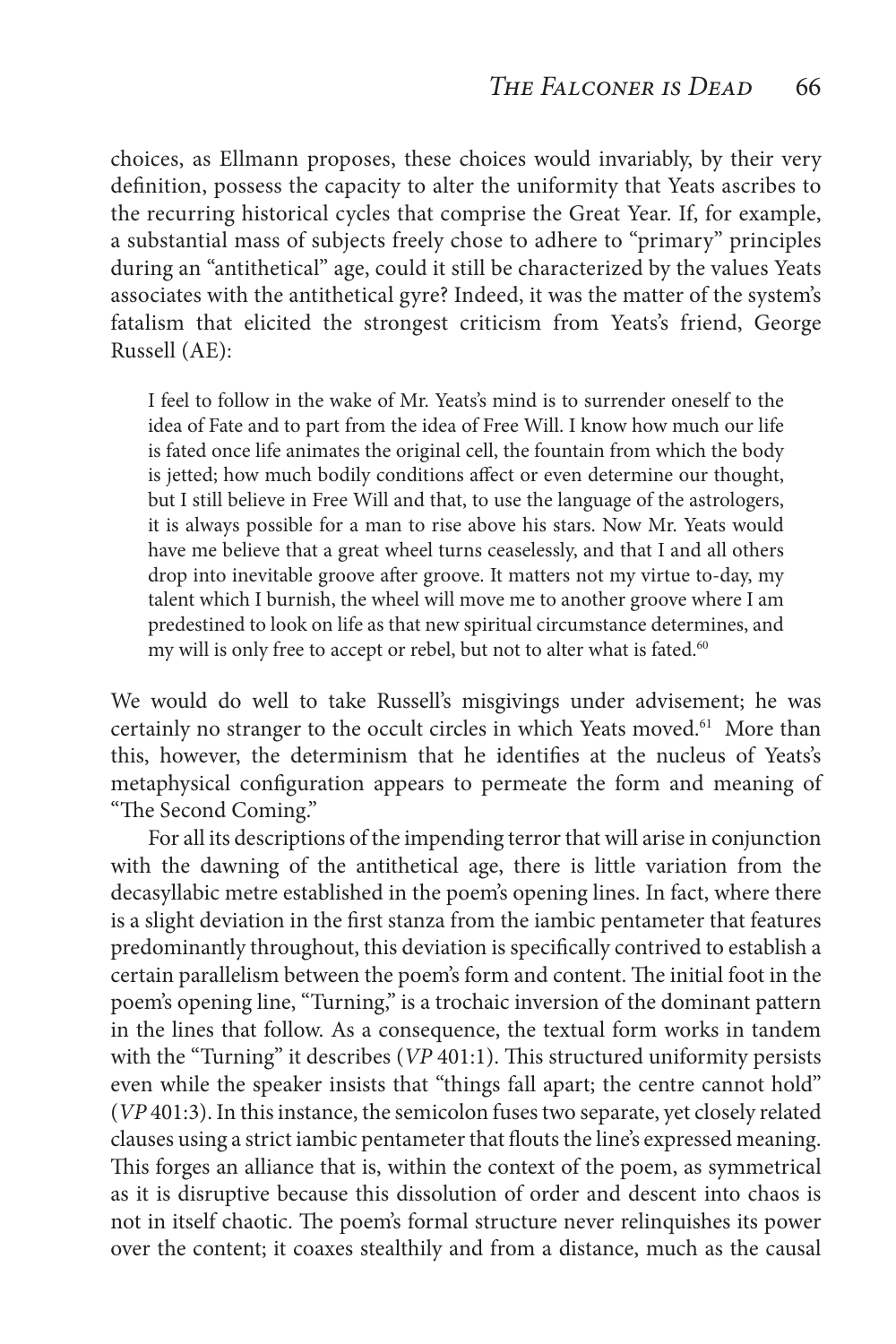choices, as Ellmann proposes, these choices would invariably, by their very definition, possess the capacity to alter the uniformity that Yeats ascribes to the recurring historical cycles that comprise the Great Year. If, for example, a substantial mass of subjects freely chose to adhere to "primary" principles during an "antithetical" age, could it still be characterized by the values Yeats associates with the antithetical gyre? Indeed, it was the matter of the system's fatalism that elicited the strongest criticism from Yeats's friend, George Russell (AE):

> I feel to follow in the wake of Mr. Yeats's mind is to surrender oneself to the idea of Fate and to part from the idea of Free Will. I know how much our life is fated once life animates the original cell, the fountain from which the body is jetted; how much bodily conditions affect or even determine our thought, but I still believe in Free Will and that, to use the language of the astrologers, it is always possible for a man to rise above his stars. Now Mr. Yeats would have me believe that a great wheel turns ceaselessly, and that I and all others drop into inevitable groove after groove. It matters not my virtue to-day, my talent which I burnish, the wheel will move me to another groove where I am predestined to look on life as that new spiritual circumstance determines, and my will is only free to accept or rebel, but not to alter what is fated.[60]

We would do well to take Russell's misgivings under advisement; he was certainly no stranger to the occult circles in which Yeats moved.[61] More than this, however, the determinism that he identifies at the nucleus of Yeats's metaphysical configuration appears to permeate the form and meaning of "The Second Coming."

For all its descriptions of the impending terror that will arise in conjunction with the dawning of the antithetical age, there is little variation from the decasyllabic metre established in the poem's opening lines. In fact, where there is a slight deviation in the first stanza from the iambic pentameter that features predominantly throughout, this deviation is specifically contrived to establish a certain parallelism between the poem's form and content. The initial foot in the poem's opening line, "Turning," is a trochaic inversion of the dominant pattern in the lines that follow. As a consequence, the textual form works in tandem with the "Turning" it describes (*VP* 401:1). This structured uniformity persists even while the speaker insists that "things fall apart; the centre cannot hold" (*VP* 401:3). In this instance, the semicolon fuses two separate, yet closely related clauses using a strict iambic pentameter that flouts the line's expressed meaning. This forges an alliance that is, within the context of the poem, as symmetrical as it is disruptive because this dissolution of order and descent into chaos is not in itself chaotic. The poem's formal structure never relinquishes its power over the content; it coaxes stealthily and from a distance, much as the causal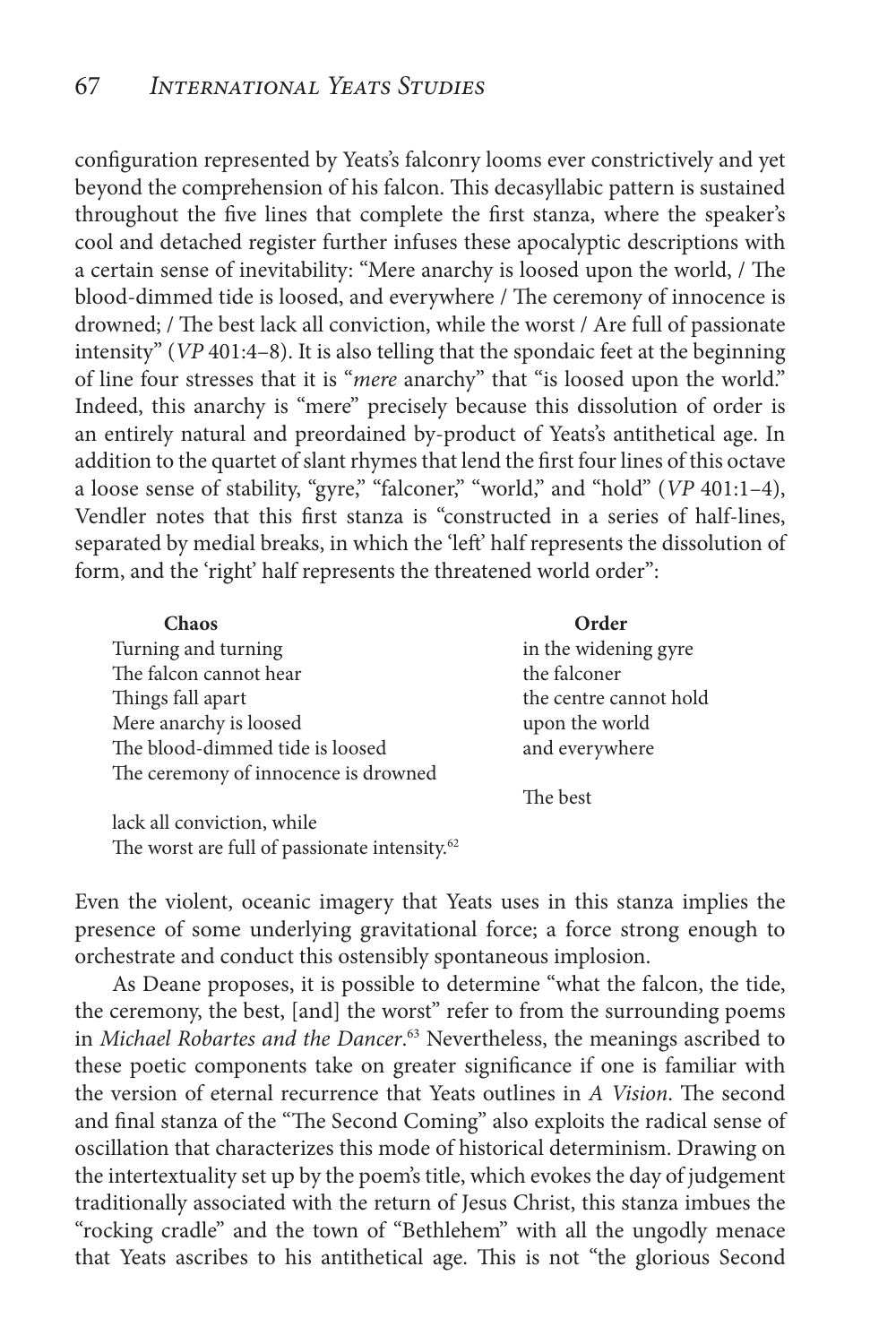configuration represented by Yeats's falconry looms ever constrictively and yet beyond the comprehension of his falcon. This decasyllabic pattern is sustained throughout the five lines that complete the first stanza, where the speaker's cool and detached register further infuses these apocalyptic descriptions with a certain sense of inevitability: "Mere anarchy is loosed upon the world, / The blood-dimmed tide is loosed, and everywhere / The ceremony of innocence is drowned; / The best lack all conviction, while the worst / Are full of passionate intensity" (*VP* 401:4–8). It is also telling that the spondaic feet at the beginning of line four stresses that it is "*mere* anarchy" that "is loosed upon the world." Indeed, this anarchy is "mere" precisely because this dissolution of order is an entirely natural and preordained by-product of Yeats's antithetical age. In addition to the quartet of slant rhymes that lend the first four lines of this octave a loose sense of stability, "gyre," "falconer," "world," and "hold" (*VP* 401:1–4), Vendler notes that this first stanza is "constructed in a series of half-lines, separated by medial breaks, in which the 'left' half represents the dissolution of form, and the 'right' half represents the threatened world order":

| **Chaos** | **Order** |
|---|---|
| Turning and turning | in the widening gyre |
| The falcon cannot hear | the falconer |
| Things fall apart | the centre cannot hold |
| Mere anarchy is loosed | upon the world |
| The blood-dimmed tide is loosed | and everywhere |
| The ceremony of innocence is drowned | |
| | The best |
| lack all conviction, while | |
| The worst are full of passionate intensity.[62] | |

Even the violent, oceanic imagery that Yeats uses in this stanza implies the presence of some underlying gravitational force; a force strong enough to orchestrate and conduct this ostensibly spontaneous implosion.

As Deane proposes, it is possible to determine "what the falcon, the tide, the ceremony, the best, [and] the worst" refer to from the surrounding poems in *Michael Robartes and the Dancer*.[63] Nevertheless, the meanings ascribed to these poetic components take on greater significance if one is familiar with the version of eternal recurrence that Yeats outlines in *A Vision*. The second and final stanza of the "The Second Coming" also exploits the radical sense of oscillation that characterizes this mode of historical determinism. Drawing on the intertextuality set up by the poem's title, which evokes the day of judgement traditionally associated with the return of Jesus Christ, this stanza imbues the "rocking cradle" and the town of "Bethlehem" with all the ungodly menace that Yeats ascribes to his antithetical age. This is not "the glorious Second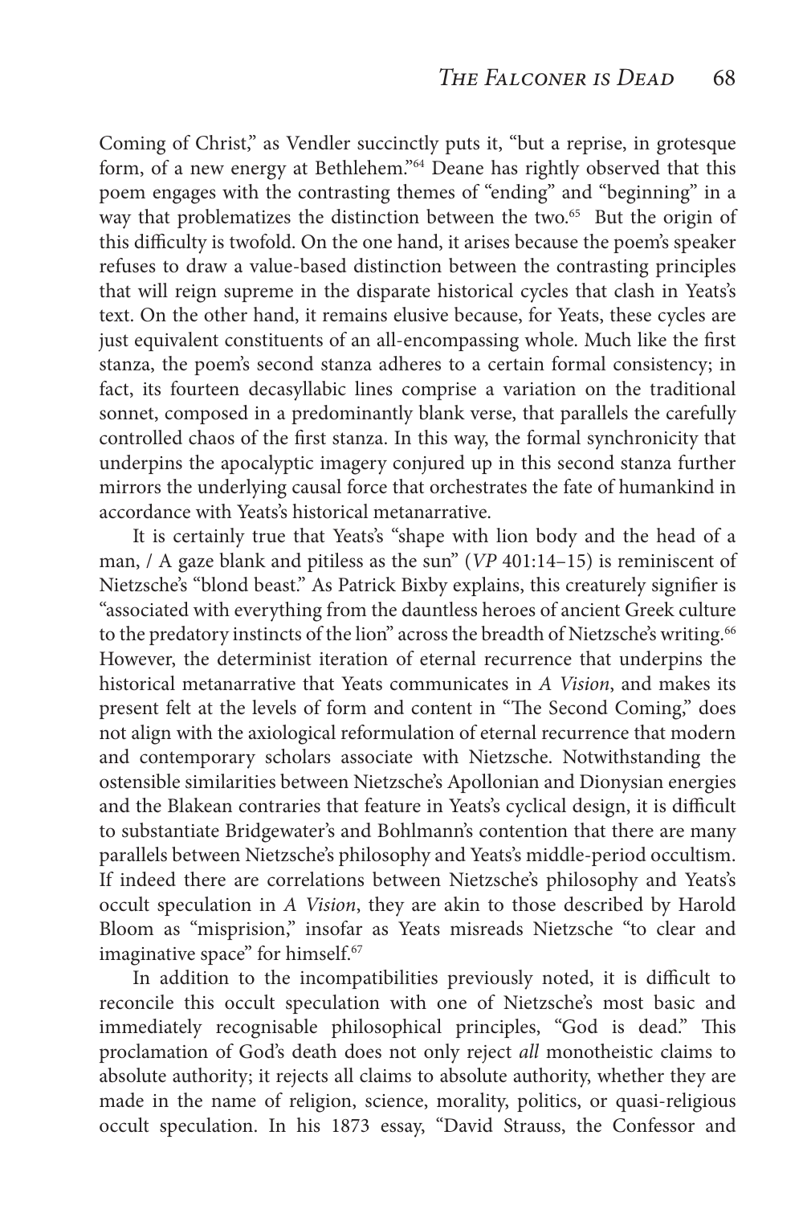Coming of Christ," as Vendler succinctly puts it, "but a reprise, in grotesque form, of a new energy at Bethlehem."[64] Deane has rightly observed that this poem engages with the contrasting themes of "ending" and "beginning" in a way that problematizes the distinction between the two.[65] But the origin of this difficulty is twofold. On the one hand, it arises because the poem's speaker refuses to draw a value-based distinction between the contrasting principles that will reign supreme in the disparate historical cycles that clash in Yeats's text. On the other hand, it remains elusive because, for Yeats, these cycles are just equivalent constituents of an all-encompassing whole. Much like the first stanza, the poem's second stanza adheres to a certain formal consistency; in fact, its fourteen decasyllabic lines comprise a variation on the traditional sonnet, composed in a predominantly blank verse, that parallels the carefully controlled chaos of the first stanza. In this way, the formal synchronicity that underpins the apocalyptic imagery conjured up in this second stanza further mirrors the underlying causal force that orchestrates the fate of humankind in accordance with Yeats's historical metanarrative.

It is certainly true that Yeats's "shape with lion body and the head of a man, / A gaze blank and pitiless as the sun" (*VP* 401:14–15) is reminiscent of Nietzsche's "blond beast." As Patrick Bixby explains, this creaturely signifier is "associated with everything from the dauntless heroes of ancient Greek culture to the predatory instincts of the lion" across the breadth of Nietzsche's writing.[66] However, the determinist iteration of eternal recurrence that underpins the historical metanarrative that Yeats communicates in *A Vision*, and makes its present felt at the levels of form and content in "The Second Coming," does not align with the axiological reformulation of eternal recurrence that modern and contemporary scholars associate with Nietzsche. Notwithstanding the ostensible similarities between Nietzsche's Apollonian and Dionysian energies and the Blakean contraries that feature in Yeats's cyclical design, it is difficult to substantiate Bridgewater's and Bohlmann's contention that there are many parallels between Nietzsche's philosophy and Yeats's middle-period occultism. If indeed there are correlations between Nietzsche's philosophy and Yeats's occult speculation in *A Vision*, they are akin to those described by Harold Bloom as "misprision," insofar as Yeats misreads Nietzsche "to clear and imaginative space" for himself.[67]

In addition to the incompatibilities previously noted, it is difficult to reconcile this occult speculation with one of Nietzsche's most basic and immediately recognisable philosophical principles, "God is dead." This proclamation of God's death does not only reject *all* monotheistic claims to absolute authority; it rejects all claims to absolute authority, whether they are made in the name of religion, science, morality, politics, or quasi-religious occult speculation. In his 1873 essay, "David Strauss, the Confessor and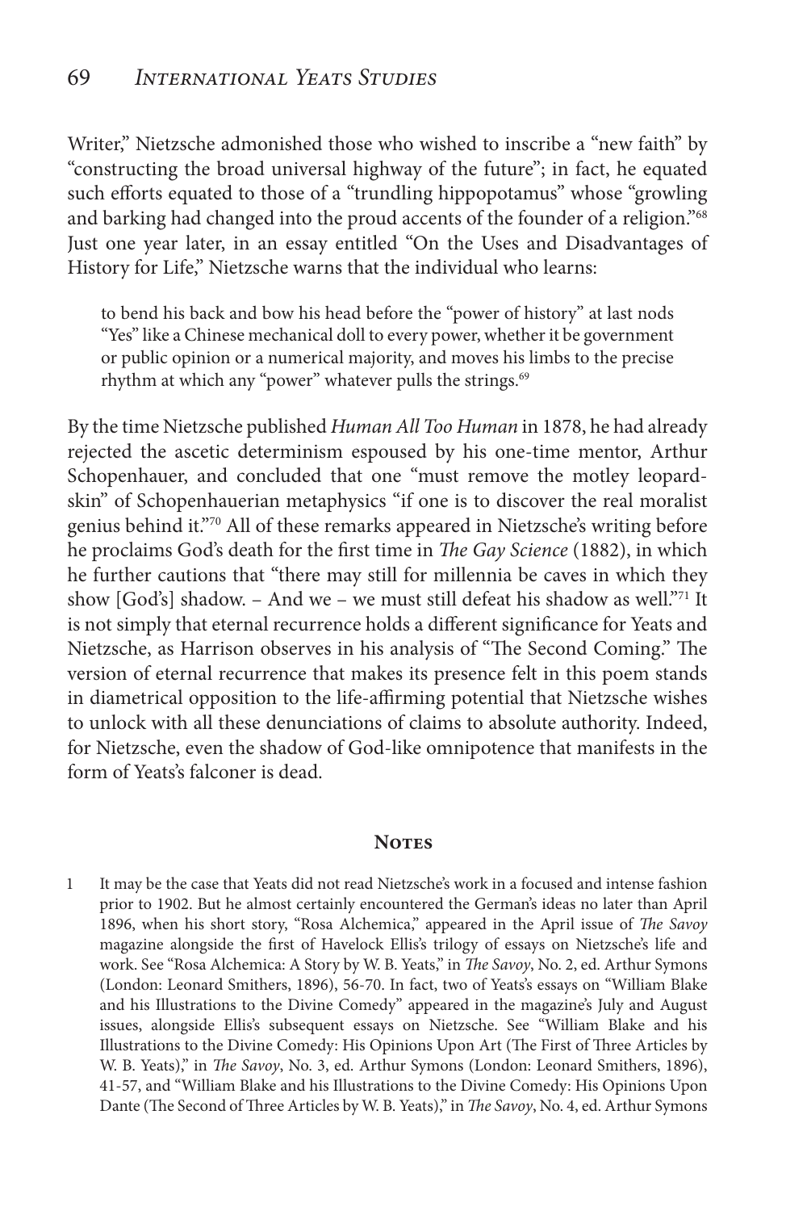Writer," Nietzsche admonished those who wished to inscribe a "new faith" by "constructing the broad universal highway of the future"; in fact, he equated such efforts equated to those of a "trundling hippopotamus" whose "growling and barking had changed into the proud accents of the founder of a religion."[68] Just one year later, in an essay entitled "On the Uses and Disadvantages of History for Life," Nietzsche warns that the individual who learns:

> to bend his back and bow his head before the "power of history" at last nods "Yes" like a Chinese mechanical doll to every power, whether it be government or public opinion or a numerical majority, and moves his limbs to the precise rhythm at which any "power" whatever pulls the strings.[69]

By the time Nietzsche published *Human All Too Human* in 1878, he had already rejected the ascetic determinism espoused by his one-time mentor, Arthur Schopenhauer, and concluded that one "must remove the motley leopard-skin" of Schopenhauerian metaphysics "if one is to discover the real moralist genius behind it."[70] All of these remarks appeared in Nietzsche's writing before he proclaims God's death for the first time in *The Gay Science* (1882), in which he further cautions that "there may still for millennia be caves in which they show [God's] shadow. – And we – we must still defeat his shadow as well."[71] It is not simply that eternal recurrence holds a different significance for Yeats and Nietzsche, as Harrison observes in his analysis of "The Second Coming." The version of eternal recurrence that makes its presence felt in this poem stands in diametrical opposition to the life-affirming potential that Nietzsche wishes to unlock with all these denunciations of claims to absolute authority. Indeed, for Nietzsche, even the shadow of God-like omnipotence that manifests in the form of Yeats's falconer is dead.

## Notes

1 It may be the case that Yeats did not read Nietzsche's work in a focused and intense fashion prior to 1902. But he almost certainly encountered the German's ideas no later than April 1896, when his short story, "Rosa Alchemica," appeared in the April issue of *The Savoy* magazine alongside the first of Havelock Ellis's trilogy of essays on Nietzsche's life and work. See "Rosa Alchemica: A Story by W. B. Yeats," in *The Savoy*, No. 2, ed. Arthur Symons (London: Leonard Smithers, 1896), 56-70. In fact, two of Yeats's essays on "William Blake and his Illustrations to the Divine Comedy" appeared in the magazine's July and August issues, alongside Ellis's subsequent essays on Nietzsche. See "William Blake and his Illustrations to the Divine Comedy: His Opinions Upon Art (The First of Three Articles by W. B. Yeats)," in *The Savoy*, No. 3, ed. Arthur Symons (London: Leonard Smithers, 1896), 41-57, and "William Blake and his Illustrations to the Divine Comedy: His Opinions Upon Dante (The Second of Three Articles by W. B. Yeats)," in *The Savoy*, No. 4, ed. Arthur Symons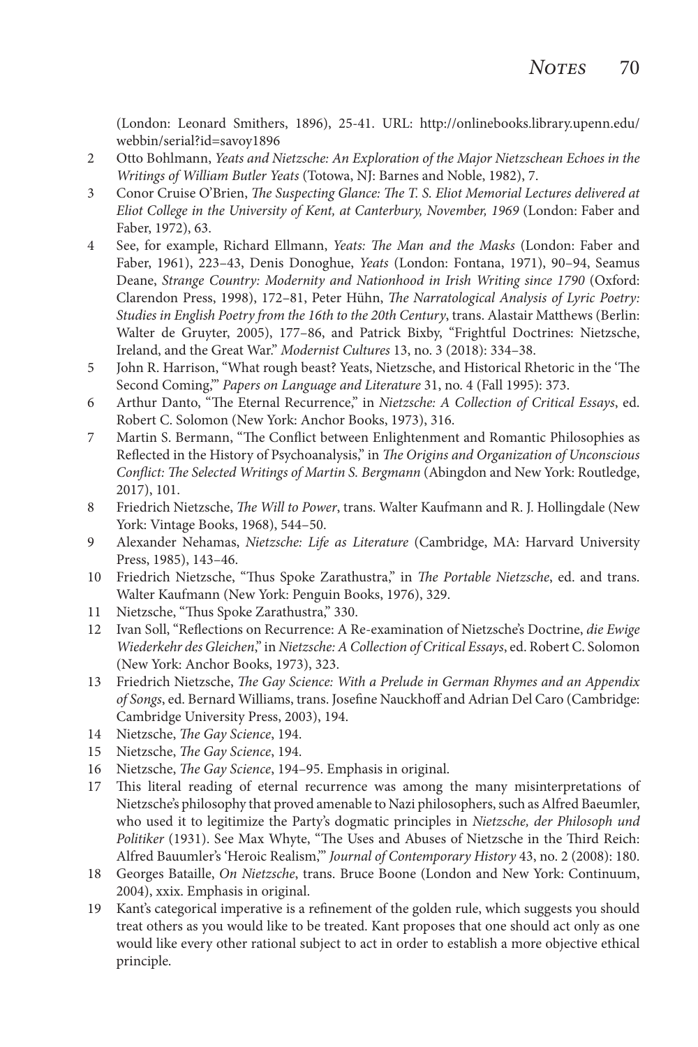(London: Leonard Smithers, 1896), 25-41. URL: http://onlinebooks.library.upenn.edu/webbin/serial?id=savoy1896

2 Otto Bohlmann, *Yeats and Nietzsche: An Exploration of the Major Nietzschean Echoes in the Writings of William Butler Yeats* (Totowa, NJ: Barnes and Noble, 1982), 7.

3 Conor Cruise O'Brien, *The Suspecting Glance: The T. S. Eliot Memorial Lectures delivered at Eliot College in the University of Kent, at Canterbury, November, 1969* (London: Faber and Faber, 1972), 63.

4 See, for example, Richard Ellmann, *Yeats: The Man and the Masks* (London: Faber and Faber, 1961), 223–43, Denis Donoghue, *Yeats* (London: Fontana, 1971), 90–94, Seamus Deane, *Strange Country: Modernity and Nationhood in Irish Writing since 1790* (Oxford: Clarendon Press, 1998), 172–81, Peter Hühn, *The Narratological Analysis of Lyric Poetry: Studies in English Poetry from the 16th to the 20th Century*, trans. Alastair Matthews (Berlin: Walter de Gruyter, 2005), 177–86, and Patrick Bixby, "Frightful Doctrines: Nietzsche, Ireland, and the Great War." *Modernist Cultures* 13, no. 3 (2018): 334–38.

5 John R. Harrison, "What rough beast? Yeats, Nietzsche, and Historical Rhetoric in the 'The Second Coming,'" *Papers on Language and Literature* 31, no. 4 (Fall 1995): 373.

6 Arthur Danto, "The Eternal Recurrence," in *Nietzsche: A Collection of Critical Essays*, ed. Robert C. Solomon (New York: Anchor Books, 1973), 316.

7 Martin S. Bermann, "The Conflict between Enlightenment and Romantic Philosophies as Reflected in the History of Psychoanalysis," in *The Origins and Organization of Unconscious Conflict: The Selected Writings of Martin S. Bergmann* (Abingdon and New York: Routledge, 2017), 101.

8 Friedrich Nietzsche, *The Will to Power*, trans. Walter Kaufmann and R. J. Hollingdale (New York: Vintage Books, 1968), 544–50.

9 Alexander Nehamas, *Nietzsche: Life as Literature* (Cambridge, MA: Harvard University Press, 1985), 143–46.

10 Friedrich Nietzsche, "Thus Spoke Zarathustra," in *The Portable Nietzsche*, ed. and trans. Walter Kaufmann (New York: Penguin Books, 1976), 329.

11 Nietzsche, "Thus Spoke Zarathustra," 330.

12 Ivan Soll, "Reflections on Recurrence: A Re-examination of Nietzsche's Doctrine, *die Ewige Wiederkehr des Gleichen*," in *Nietzsche: A Collection of Critical Essays*, ed. Robert C. Solomon (New York: Anchor Books, 1973), 323.

13 Friedrich Nietzsche, *The Gay Science: With a Prelude in German Rhymes and an Appendix of Songs*, ed. Bernard Williams, trans. Josefine Nauckhoff and Adrian Del Caro (Cambridge: Cambridge University Press, 2003), 194.

14 Nietzsche, *The Gay Science*, 194.

15 Nietzsche, *The Gay Science*, 194.

16 Nietzsche, *The Gay Science*, 194–95. Emphasis in original.

17 This literal reading of eternal recurrence was among the many misinterpretations of Nietzsche's philosophy that proved amenable to Nazi philosophers, such as Alfred Baeumler, who used it to legitimize the Party's dogmatic principles in *Nietzsche, der Philosoph und Politiker* (1931). See Max Whyte, "The Uses and Abuses of Nietzsche in the Third Reich: Alfred Bauumler's 'Heroic Realism,'" *Journal of Contemporary History* 43, no. 2 (2008): 180.

18 Georges Bataille, *On Nietzsche*, trans. Bruce Boone (London and New York: Continuum, 2004), xxix. Emphasis in original.

19 Kant's categorical imperative is a refinement of the golden rule, which suggests you should treat others as you would like to be treated. Kant proposes that one should act only as one would like every other rational subject to act in order to establish a more objective ethical principle.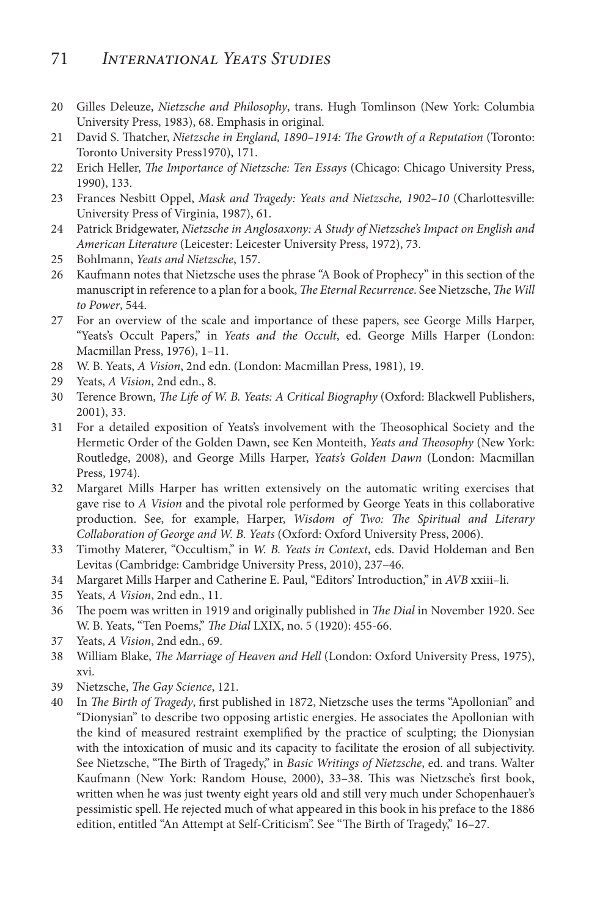20 Gilles Deleuze, *Nietzsche and Philosophy*, trans. Hugh Tomlinson (New York: Columbia University Press, 1983), 68. Emphasis in original.

21 David S. Thatcher, *Nietzsche in England, 1890–1914: The Growth of a Reputation* (Toronto: Toronto University Press1970), 171.

22 Erich Heller, *The Importance of Nietzsche: Ten Essays* (Chicago: Chicago University Press, 1990), 133.

23 Frances Nesbitt Oppel, *Mask and Tragedy: Yeats and Nietzsche, 1902–10* (Charlottesville: University Press of Virginia, 1987), 61.

24 Patrick Bridgewater, *Nietzsche in Anglosaxony: A Study of Nietzsche's Impact on English and American Literature* (Leicester: Leicester University Press, 1972), 73.

25 Bohlmann, *Yeats and Nietzsche*, 157.

26 Kaufmann notes that Nietzsche uses the phrase "A Book of Prophecy" in this section of the manuscript in reference to a plan for a book, *The Eternal Recurrence*. See Nietzsche, *The Will to Power*, 544.

27 For an overview of the scale and importance of these papers, see George Mills Harper, "Yeats's Occult Papers," in *Yeats and the Occult*, ed. George Mills Harper (London: Macmillan Press, 1976), 1–11.

28 W. B. Yeats, *A Vision*, 2nd edn. (London: Macmillan Press, 1981), 19.

29 Yeats, *A Vision*, 2nd edn., 8.

30 Terence Brown, *The Life of W. B. Yeats: A Critical Biography* (Oxford: Blackwell Publishers, 2001), 33.

31 For a detailed exposition of Yeats's involvement with the Theosophical Society and the Hermetic Order of the Golden Dawn, see Ken Monteith, *Yeats and Theosophy* (New York: Routledge, 2008), and George Mills Harper, *Yeats's Golden Dawn* (London: Macmillan Press, 1974).

32 Margaret Mills Harper has written extensively on the automatic writing exercises that gave rise to *A Vision* and the pivotal role performed by George Yeats in this collaborative production. See, for example, Harper, *Wisdom of Two: The Spiritual and Literary Collaboration of George and W. B. Yeats* (Oxford: Oxford University Press, 2006).

33 Timothy Materer, "Occultism," in *W. B. Yeats in Context*, eds. David Holdeman and Ben Levitas (Cambridge: Cambridge University Press, 2010), 237–46.

34 Margaret Mills Harper and Catherine E. Paul, "Editors' Introduction," in *AVB* xxiii–li.

35 Yeats, *A Vision*, 2nd edn., 11.

36 The poem was written in 1919 and originally published in *The Dial* in November 1920. See W. B. Yeats, "Ten Poems," *The Dial* LXIX, no. 5 (1920): 455-66.

37 Yeats, *A Vision*, 2nd edn., 69.

38 William Blake, *The Marriage of Heaven and Hell* (London: Oxford University Press, 1975), xvi.

39 Nietzsche, *The Gay Science*, 121.

40 In *The Birth of Tragedy*, first published in 1872, Nietzsche uses the terms "Apollonian" and "Dionysian" to describe two opposing artistic energies. He associates the Apollonian with the kind of measured restraint exemplified by the practice of sculpting; the Dionysian with the intoxication of music and its capacity to facilitate the erosion of all subjectivity. See Nietzsche, "The Birth of Tragedy," in *Basic Writings of Nietzsche*, ed. and trans. Walter Kaufmann (New York: Random House, 2000), 33–38. This was Nietzsche's first book, written when he was just twenty eight years old and still very much under Schopenhauer's pessimistic spell. He rejected much of what appeared in this book in his preface to the 1886 edition, entitled "An Attempt at Self-Criticism". See "The Birth of Tragedy," 16–27.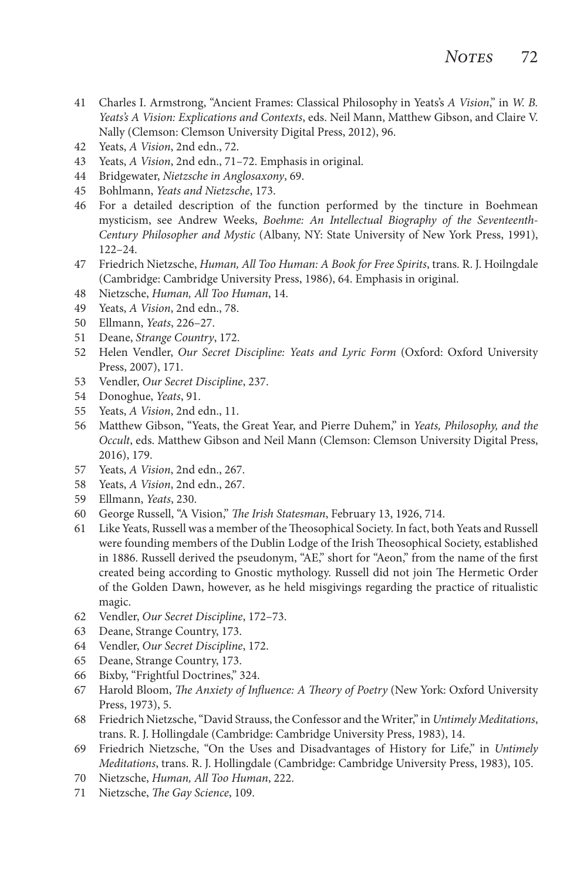41 Charles I. Armstrong, "Ancient Frames: Classical Philosophy in Yeats's *A Vision*," in *W. B. Yeats's A Vision: Explications and Contexts*, eds. Neil Mann, Matthew Gibson, and Claire V. Nally (Clemson: Clemson University Digital Press, 2012), 96.

42 Yeats, *A Vision*, 2nd edn., 72.

43 Yeats, *A Vision*, 2nd edn., 71–72. Emphasis in original.

44 Bridgewater, *Nietzsche in Anglosaxony*, 69.

45 Bohlmann, *Yeats and Nietzsche*, 173.

46 For a detailed description of the function performed by the tincture in Boehmean mysticism, see Andrew Weeks, *Boehme: An Intellectual Biography of the Seventeenth-Century Philosopher and Mystic* (Albany, NY: State University of New York Press, 1991), 122–24.

47 Friedrich Nietzsche, *Human, All Too Human: A Book for Free Spirits*, trans. R. J. Hoilngdale (Cambridge: Cambridge University Press, 1986), 64. Emphasis in original.

48 Nietzsche, *Human, All Too Human*, 14.

49 Yeats, *A Vision*, 2nd edn., 78.

50 Ellmann, *Yeats*, 226–27.

51 Deane, *Strange Country*, 172.

52 Helen Vendler, *Our Secret Discipline: Yeats and Lyric Form* (Oxford: Oxford University Press, 2007), 171.

53 Vendler, *Our Secret Discipline*, 237.

54 Donoghue, *Yeats*, 91.

55 Yeats, *A Vision*, 2nd edn., 11.

56 Matthew Gibson, "Yeats, the Great Year, and Pierre Duhem," in *Yeats, Philosophy, and the Occult*, eds. Matthew Gibson and Neil Mann (Clemson: Clemson University Digital Press, 2016), 179.

57 Yeats, *A Vision*, 2nd edn., 267.

58 Yeats, *A Vision*, 2nd edn., 267.

59 Ellmann, *Yeats*, 230.

60 George Russell, "A Vision," *The Irish Statesman*, February 13, 1926, 714.

61 Like Yeats, Russell was a member of the Theosophical Society. In fact, both Yeats and Russell were founding members of the Dublin Lodge of the Irish Theosophical Society, established in 1886. Russell derived the pseudonym, "AE," short for "Aeon," from the name of the first created being according to Gnostic mythology. Russell did not join The Hermetic Order of the Golden Dawn, however, as he held misgivings regarding the practice of ritualistic magic.

62 Vendler, *Our Secret Discipline*, 172–73.

63 Deane, Strange Country, 173.

64 Vendler, *Our Secret Discipline*, 172.

65 Deane, Strange Country, 173.

66 Bixby, "Frightful Doctrines," 324.

67 Harold Bloom, *The Anxiety of Influence: A Theory of Poetry* (New York: Oxford University Press, 1973), 5.

68 Friedrich Nietzsche, "David Strauss, the Confessor and the Writer," in *Untimely Meditations*, trans. R. J. Hollingdale (Cambridge: Cambridge University Press, 1983), 14.

69 Friedrich Nietzsche, "On the Uses and Disadvantages of History for Life," in *Untimely Meditations*, trans. R. J. Hollingdale (Cambridge: Cambridge University Press, 1983), 105.

70 Nietzsche, *Human, All Too Human*, 222.

71 Nietzsche, *The Gay Science*, 109.